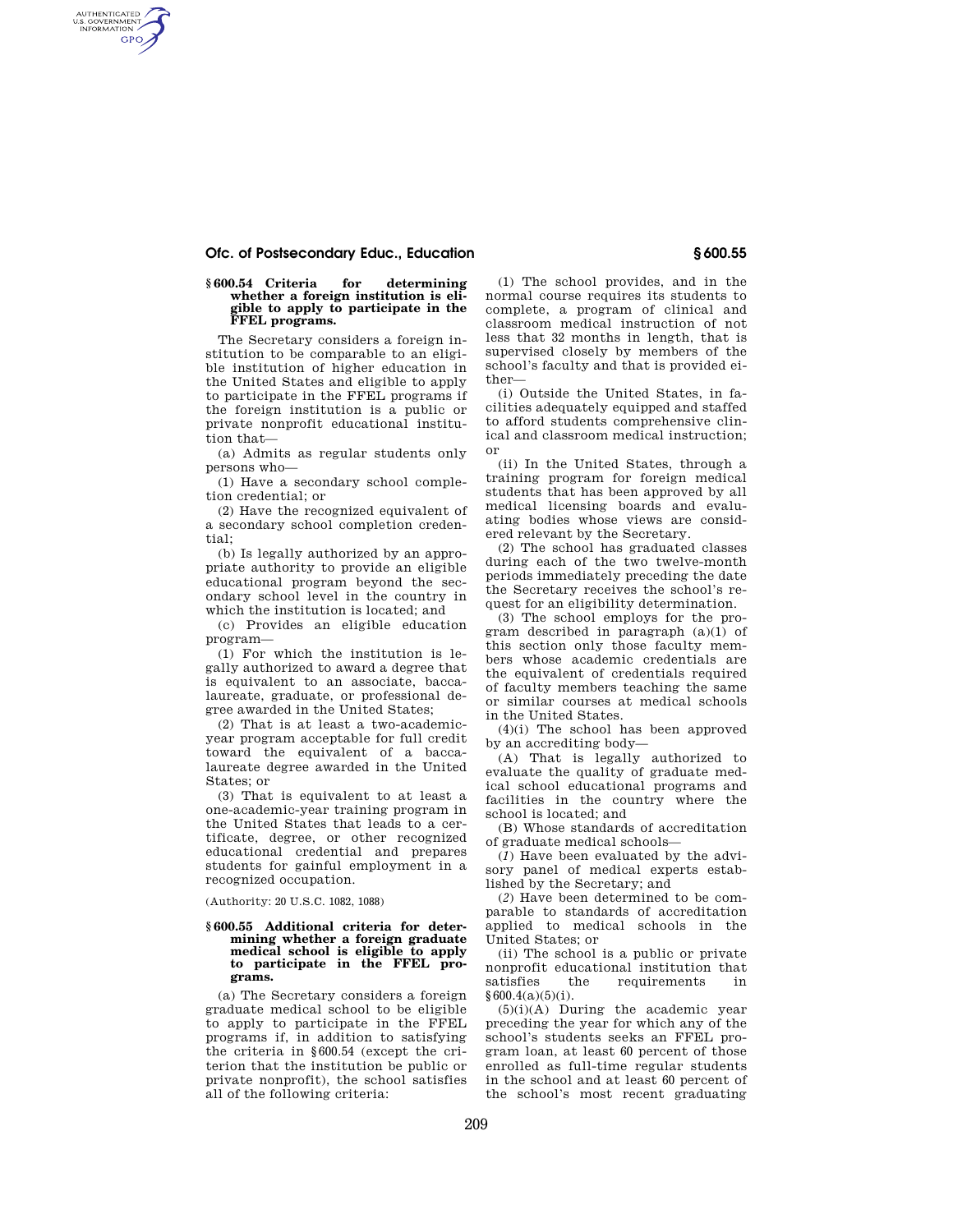### § 600.54 Criteria for determining whether a foreign institution is eligible to apply to participate in the FFEL programs.

The Secretary considers a foreign institution to be comparable to an eligible institution of higher education in the United States and eligible to apply to participate in the FFEL programs if the foreign institution is a public or private nonprofit educational institution that—

(a) Admits as regular students only persons who—

(1) Have a secondary school completion credential; or

(2) Have the recognized equivalent of a secondary school completion credential;

(b) Is legally authorized by an appropriate authority to provide an eligible educational program beyond the secondary school level in the country in which the institution is located; and

(c) Provides an eligible education program—

(1) For which the institution is legally authorized to award a degree that is equivalent to an associate, baccalaureate, graduate, or professional degree awarded in the United States;

(2) That is at least a two-academic-year program acceptable for full credit toward the equivalent of a baccalaureate degree awarded in the United States; or

(3) That is equivalent to at least a one-academic-year training program in the United States that leads to a certificate, degree, or other recognized educational credential and prepares students for gainful employment in a recognized occupation.

(Authority: 20 U.S.C. 1082, 1088)

### § 600.55 Additional criteria for determining whether a foreign graduate medical school is eligible to apply to participate in the FFEL programs.

(a) The Secretary considers a foreign graduate medical school to be eligible to apply to participate in the FFEL programs if, in addition to satisfying the criteria in § 600.54 (except the criterion that the institution be public or private nonprofit), the school satisfies all of the following criteria:

(1) The school provides, and in the normal course requires its students to complete, a program of clinical and classroom medical instruction of not less that 32 months in length, that is supervised closely by members of the school's faculty and that is provided either—

(i) Outside the United States, in facilities adequately equipped and staffed to afford students comprehensive clinical and classroom medical instruction; or

(ii) In the United States, through a training program for foreign medical students that has been approved by all medical licensing boards and evaluating bodies whose views are considered relevant by the Secretary.

(2) The school has graduated classes during each of the two twelve-month periods immediately preceding the date the Secretary receives the school's request for an eligibility determination.

(3) The school employs for the program described in paragraph (a)(1) of this section only those faculty members whose academic credentials are the equivalent of credentials required of faculty members teaching the same or similar courses at medical schools in the United States.

(4)(i) The school has been approved by an accrediting body—

(A) That is legally authorized to evaluate the quality of graduate medical school educational programs and facilities in the country where the school is located; and

(B) Whose standards of accreditation of graduate medical schools—

(*1*) Have been evaluated by the advisory panel of medical experts established by the Secretary; and

(*2*) Have been determined to be comparable to standards of accreditation applied to medical schools in the United States; or

(ii) The school is a public or private nonprofit educational institution that satisfies the requirements in § 600.4(a)(5)(i).

(5)(i)(A) During the academic year preceding the year for which any of the school's students seeks an FFEL program loan, at least 60 percent of those enrolled as full-time regular students in the school and at least 60 percent of the school's most recent graduating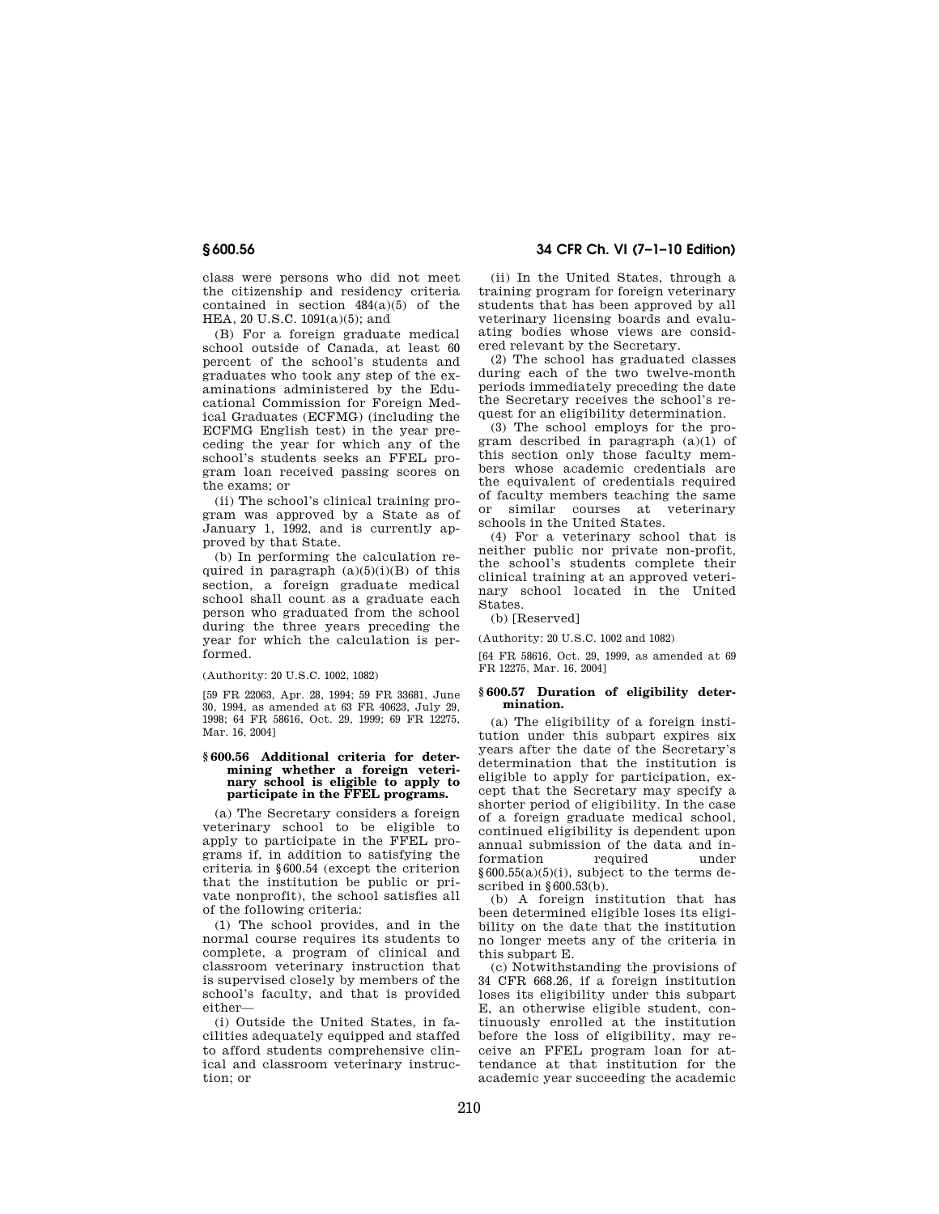class were persons who did not meet the citizenship and residency criteria contained in section 484(a)(5) of the HEA, 20 U.S.C. 1091(a)(5); and

(B) For a foreign graduate medical school outside of Canada, at least 60 percent of the school's students and graduates who took any step of the examinations administered by the Educational Commission for Foreign Medical Graduates (ECFMG) (including the ECFMG English test) in the year preceding the year for which any of the school's students seeks an FFEL program loan received passing scores on the exams; or

(ii) The school's clinical training program was approved by a State as of January 1, 1992, and is currently approved by that State.

(b) In performing the calculation required in paragraph (a)(5)(i)(B) of this section, a foreign graduate medical school shall count as a graduate each person who graduated from the school during the three years preceding the year for which the calculation is performed.

(Authority: 20 U.S.C. 1002, 1082)

[59 FR 22063, Apr. 28, 1994; 59 FR 33681, June 30, 1994, as amended at 63 FR 40623, July 29, 1998; 64 FR 58616, Oct. 29, 1999; 69 FR 12275, Mar. 16, 2004]

## § 600.56 Additional criteria for determining whether a foreign veterinary school is eligible to apply to participate in the FFEL programs.

(a) The Secretary considers a foreign veterinary school to be eligible to apply to participate in the FFEL programs if, in addition to satisfying the criteria in § 600.54 (except the criterion that the institution be public or private nonprofit), the school satisfies all of the following criteria:

(1) The school provides, and in the normal course requires its students to complete, a program of clinical and classroom veterinary instruction that is supervised closely by members of the school's faculty, and that is provided either—

(i) Outside the United States, in facilities adequately equipped and staffed to afford students comprehensive clinical and classroom veterinary instruction; or

(ii) In the United States, through a training program for foreign veterinary students that has been approved by all veterinary licensing boards and evaluating bodies whose views are considered relevant by the Secretary.

(2) The school has graduated classes during each of the two twelve-month periods immediately preceding the date the Secretary receives the school's request for an eligibility determination.

(3) The school employs for the program described in paragraph (a)(1) of this section only those faculty members whose academic credentials are the equivalent of credentials required of faculty members teaching the same or similar courses at veterinary schools in the United States.

(4) For a veterinary school that is neither public nor private non-profit, the school's students complete their clinical training at an approved veterinary school located in the United States.

(b) [Reserved]

(Authority: 20 U.S.C. 1002 and 1082)

[64 FR 58616, Oct. 29, 1999, as amended at 69 FR 12275, Mar. 16, 2004]

## § 600.57 Duration of eligibility determination.

(a) The eligibility of a foreign institution under this subpart expires six years after the date of the Secretary's determination that the institution is eligible to apply for participation, except that the Secretary may specify a shorter period of eligibility. In the case of a foreign graduate medical school, continued eligibility is dependent upon annual submission of the data and information required under § 600.55(a)(5)(i), subject to the terms described in § 600.53(b).

(b) A foreign institution that has been determined eligible loses its eligibility on the date that the institution no longer meets any of the criteria in this subpart E.

(c) Notwithstanding the provisions of 34 CFR 668.26, if a foreign institution loses its eligibility under this subpart E, an otherwise eligible student, continuously enrolled at the institution before the loss of eligibility, may receive an FFEL program loan for attendance at that institution for the academic year succeeding the academic